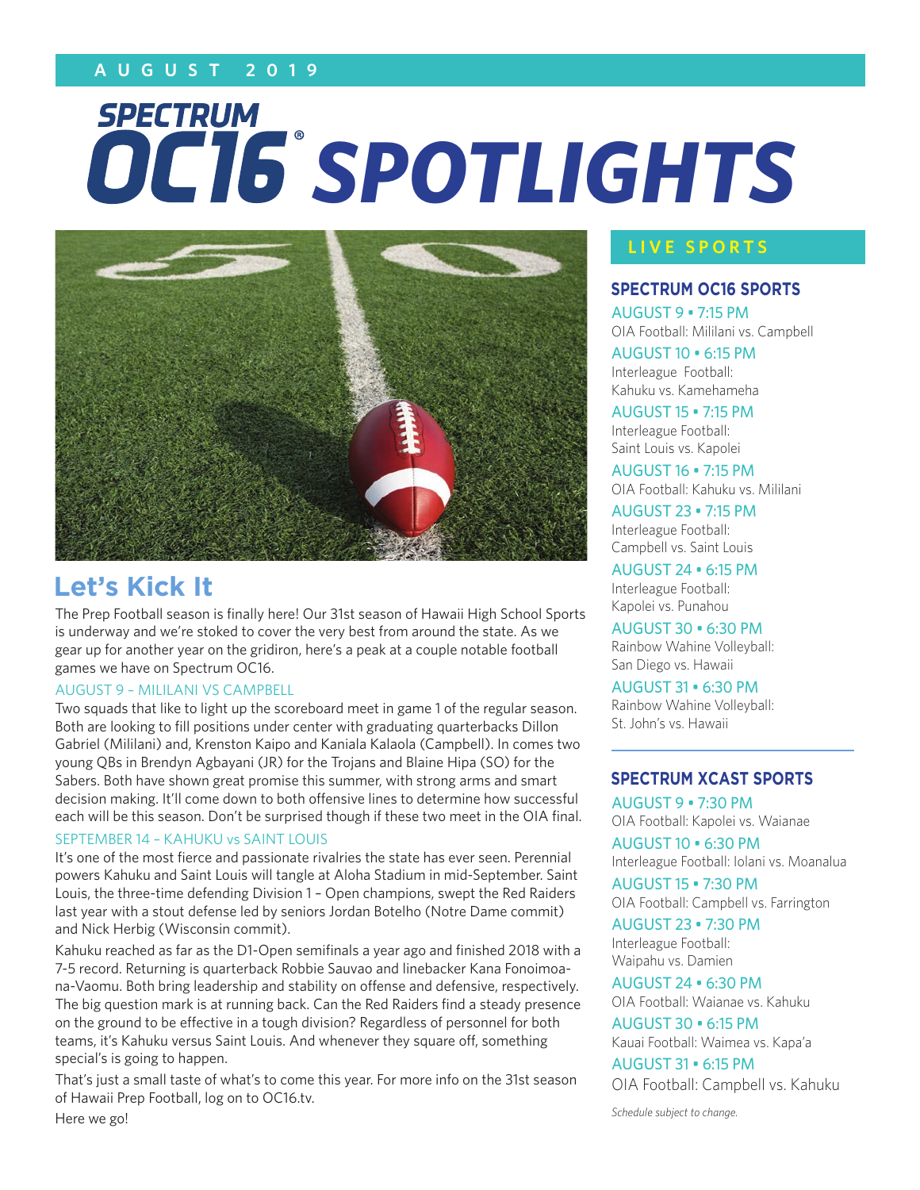AUGUST 2019

# SPECTRUM OC16® SPOTLIGHTS

## Let's Kick It

The Prep Football season is finally here! Our 31st season of Hawaii High School Sports is underway and we're stoked to cover the very best from around the state. As we gear up for another year on the gridiron, here's a peak at a couple notable football games we have on Spectrum OC16.

### AUGUST 9 – MILILANI VS CAMPBELL

Two squads that like to light up the scoreboard meet in game 1 of the regular season. Both are looking to fill positions under center with graduating quarterbacks Dillon Gabriel (Mililani) and, Krenston Kaipo and Kaniala Kalaola (Campbell). In comes two young QBs in Brendyn Agbayani (JR) for the Trojans and Blaine Hipa (SO) for the Sabers. Both have shown great promise this summer, with strong arms and smart decision making. It'll come down to both offensive lines to determine how successful each will be this season. Don't be surprised though if these two meet in the OIA final.

### SEPTEMBER 14 – KAHUKU vs SAINT LOUIS

It's one of the most fierce and passionate rivalries the state has ever seen. Perennial powers Kahuku and Saint Louis will tangle at Aloha Stadium in mid-September. Saint Louis, the three-time defending Division 1 – Open champions, swept the Red Raiders last year with a stout defense led by seniors Jordan Botelho (Notre Dame commit) and Nick Herbig (Wisconsin commit).

Kahuku reached as far as the D1-Open semifinals a year ago and finished 2018 with a 7-5 record. Returning is quarterback Robbie Sauvao and linebacker Kana Fonoimoana-Vaomu. Both bring leadership and stability on offense and defensive, respectively. The big question mark is at running back. Can the Red Raiders find a steady presence on the ground to be effective in a tough division? Regardless of personnel for both teams, it's Kahuku versus Saint Louis. And whenever they square off, something special's is going to happen.

That's just a small taste of what's to come this year. For more info on the 31st season of Hawaii Prep Football, log on to OC16.tv.

Here we go!

## LIVE SPORTS

### SPECTRUM OC16 SPORTS

AUGUST 9 • 7:15 PM
OIA Football: Mililani vs. Campbell

AUGUST 10 • 6:15 PM
Interleague Football:
Kahuku vs. Kamehameha

AUGUST 15 • 7:15 PM
Interleague Football:
Saint Louis vs. Kapolei

AUGUST 16 • 7:15 PM
OIA Football: Kahuku vs. Mililani

AUGUST 23 • 7:15 PM
Interleague Football:
Campbell vs. Saint Louis

AUGUST 24 • 6:15 PM
Interleague Football:
Kapolei vs. Punahou

AUGUST 30 • 6:30 PM
Rainbow Wahine Volleyball:
San Diego vs. Hawaii

AUGUST 31 • 6:30 PM
Rainbow Wahine Volleyball:
St. John's vs. Hawaii

### SPECTRUM XCAST SPORTS

AUGUST 9 • 7:30 PM
OIA Football: Kapolei vs. Waianae

AUGUST 10 • 6:30 PM
Interleague Football: Iolani vs. Moanalua

AUGUST 15 • 7:30 PM
OIA Football: Campbell vs. Farrington

AUGUST 23 • 7:30 PM
Interleague Football:
Waipahu vs. Damien

AUGUST 24 • 6:30 PM
OIA Football: Waianae vs. Kahuku

AUGUST 30 • 6:15 PM
Kauai Football: Waimea vs. Kapa'a

AUGUST 31 • 6:15 PM
OIA Football: Campbell vs. Kahuku

*Schedule subject to change.*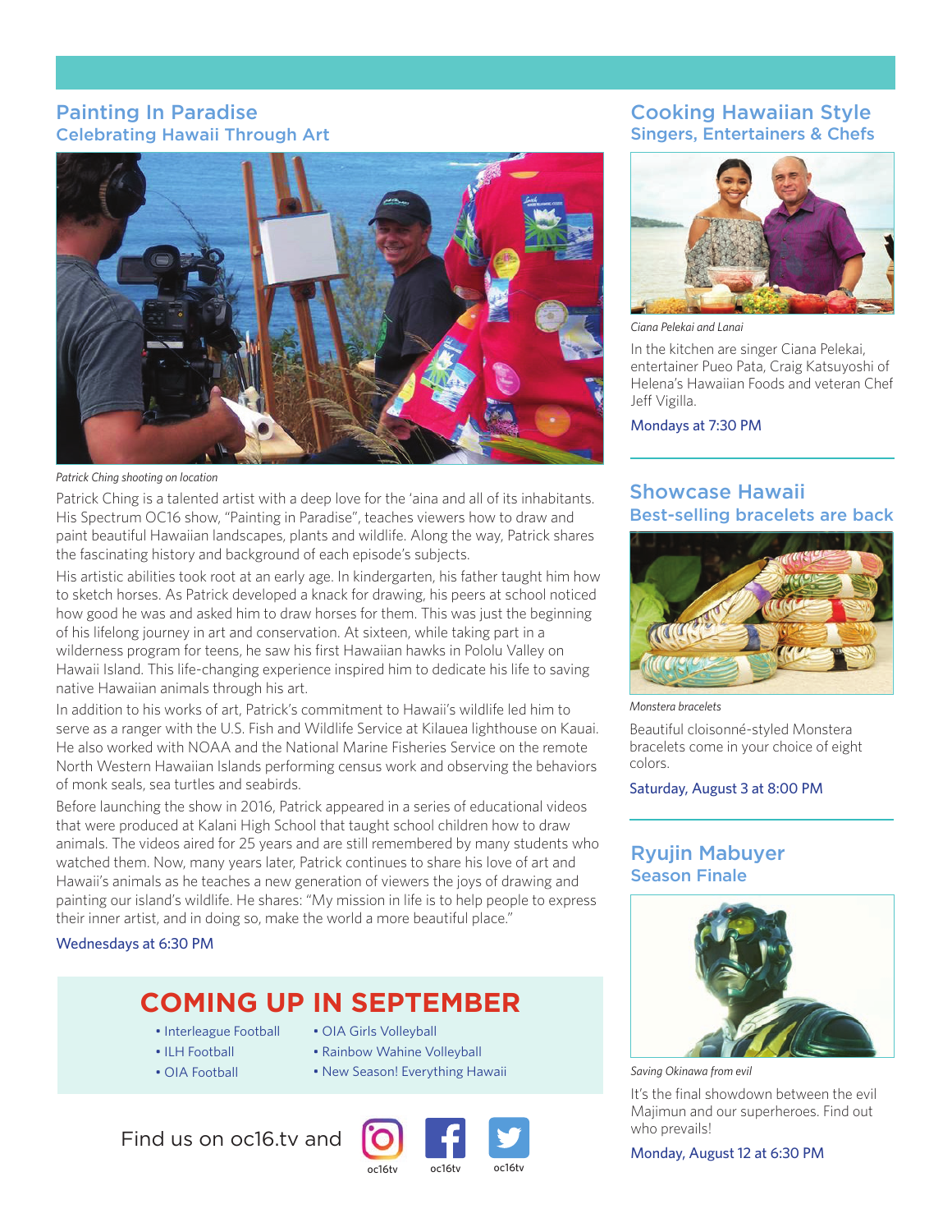## Painting In Paradise
### Celebrating Hawaii Through Art

*Patrick Ching shooting on location*

Patrick Ching is a talented artist with a deep love for the 'aina and all of its inhabitants. His Spectrum OC16 show, "Painting in Paradise", teaches viewers how to draw and paint beautiful Hawaiian landscapes, plants and wildlife. Along the way, Patrick shares the fascinating history and background of each episode's subjects.

His artistic abilities took root at an early age. In kindergarten, his father taught him how to sketch horses. As Patrick developed a knack for drawing, his peers at school noticed how good he was and asked him to draw horses for them. This was just the beginning of his lifelong journey in art and conservation. At sixteen, while taking part in a wilderness program for teens, he saw his first Hawaiian hawks in Pololu Valley on Hawaii Island. This life-changing experience inspired him to dedicate his life to saving native Hawaiian animals through his art.

In addition to his works of art, Patrick's commitment to Hawaii's wildlife led him to serve as a ranger with the U.S. Fish and Wildlife Service at Kilauea lighthouse on Kauai. He also worked with NOAA and the National Marine Fisheries Service on the remote North Western Hawaiian Islands performing census work and observing the behaviors of monk seals, sea turtles and seabirds.

Before launching the show in 2016, Patrick appeared in a series of educational videos that were produced at Kalani High School that taught school children how to draw animals. The videos aired for 25 years and are still remembered by many students who watched them. Now, many years later, Patrick continues to share his love of art and Hawaii's animals as he teaches a new generation of viewers the joys of drawing and painting our island's wildlife. He shares: "My mission in life is to help people to express their inner artist, and in doing so, make the world a more beautiful place."

Wednesdays at 6:30 PM

## COMING UP IN SEPTEMBER

- Interleague Football
- ILH Football
- OIA Football
- OIA Girls Volleyball
- Rainbow Wahine Volleyball
- New Season! Everything Hawaii

Find us on oc16.tv and

oc16tv oc16tv oc16tv

## Cooking Hawaiian Style
### Singers, Entertainers & Chefs

*Ciana Pelekai and Lanai*

In the kitchen are singer Ciana Pelekai, entertainer Pueo Pata, Craig Katsuyoshi of Helena's Hawaiian Foods and veteran Chef Jeff Vigilla.

Mondays at 7:30 PM

## Showcase Hawaii
### Best-selling bracelets are back

*Monstera bracelets*

Beautiful cloisonné-styled Monstera bracelets come in your choice of eight colors.

Saturday, August 3 at 8:00 PM

## Ryujin Mabuyer
### Season Finale

*Saving Okinawa from evil*

It's the final showdown between the evil Majimun and our superheroes. Find out who prevails!

Monday, August 12 at 6:30 PM